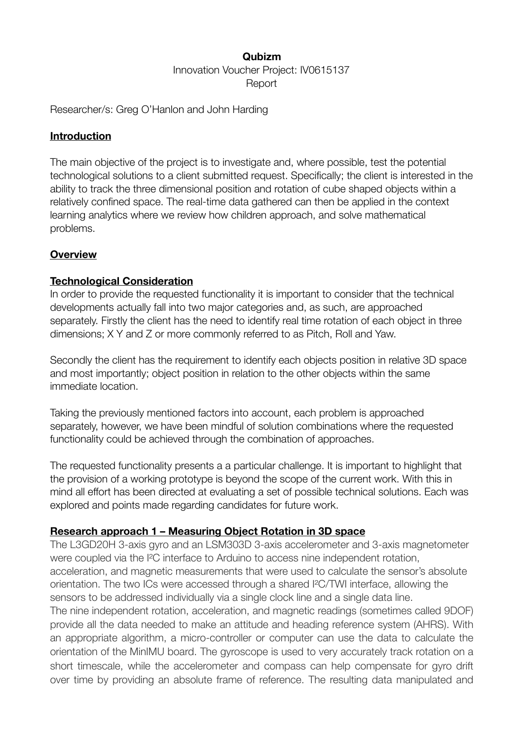**Qubizm**

Innovation Voucher Project: IV0615137

Report

Researcher/s: Greg O'Hanlon and John Harding

## Introduction

The main objective of the project is to investigate and, where possible, test the potential technological solutions to a client submitted request. Specifically; the client is interested in the ability to track the three dimensional position and rotation of cube shaped objects within a relatively confined space. The real-time data gathered can then be applied in the context learning analytics where we review how children approach, and solve mathematical problems.

## Overview

### Technological Consideration

In order to provide the requested functionality it is important to consider that the technical developments actually fall into two major categories and, as such, are approached separately. Firstly the client has the need to identify real time rotation of each object in three dimensions; X Y and Z or more commonly referred to as Pitch, Roll and Yaw.

Secondly the client has the requirement to identify each objects position in relative 3D space and most importantly; object position in relation to the other objects within the same immediate location.

Taking the previously mentioned factors into account, each problem is approached separately, however, we have been mindful of solution combinations where the requested functionality could be achieved through the combination of approaches.

The requested functionality presents a a particular challenge. It is important to highlight that the provision of a working prototype is beyond the scope of the current work. With this in mind all effort has been directed at evaluating a set of possible technical solutions. Each was explored and points made regarding candidates for future work.

### Research approach 1 – Measuring Object Rotation in 3D space

The L3GD20H 3-axis gyro and an LSM303D 3-axis accelerometer and 3-axis magnetometer were coupled via the I²C interface to Arduino to access nine independent rotation, acceleration, and magnetic measurements that were used to calculate the sensor's absolute orientation. The two ICs were accessed through a shared I²C/TWI interface, allowing the sensors to be addressed individually via a single clock line and a single data line.

The nine independent rotation, acceleration, and magnetic readings (sometimes called 9DOF) provide all the data needed to make an attitude and heading reference system (AHRS). With an appropriate algorithm, a micro-controller or computer can use the data to calculate the orientation of the MinIMU board. The gyroscope is used to very accurately track rotation on a short timescale, while the accelerometer and compass can help compensate for gyro drift over time by providing an absolute frame of reference. The resulting data manipulated and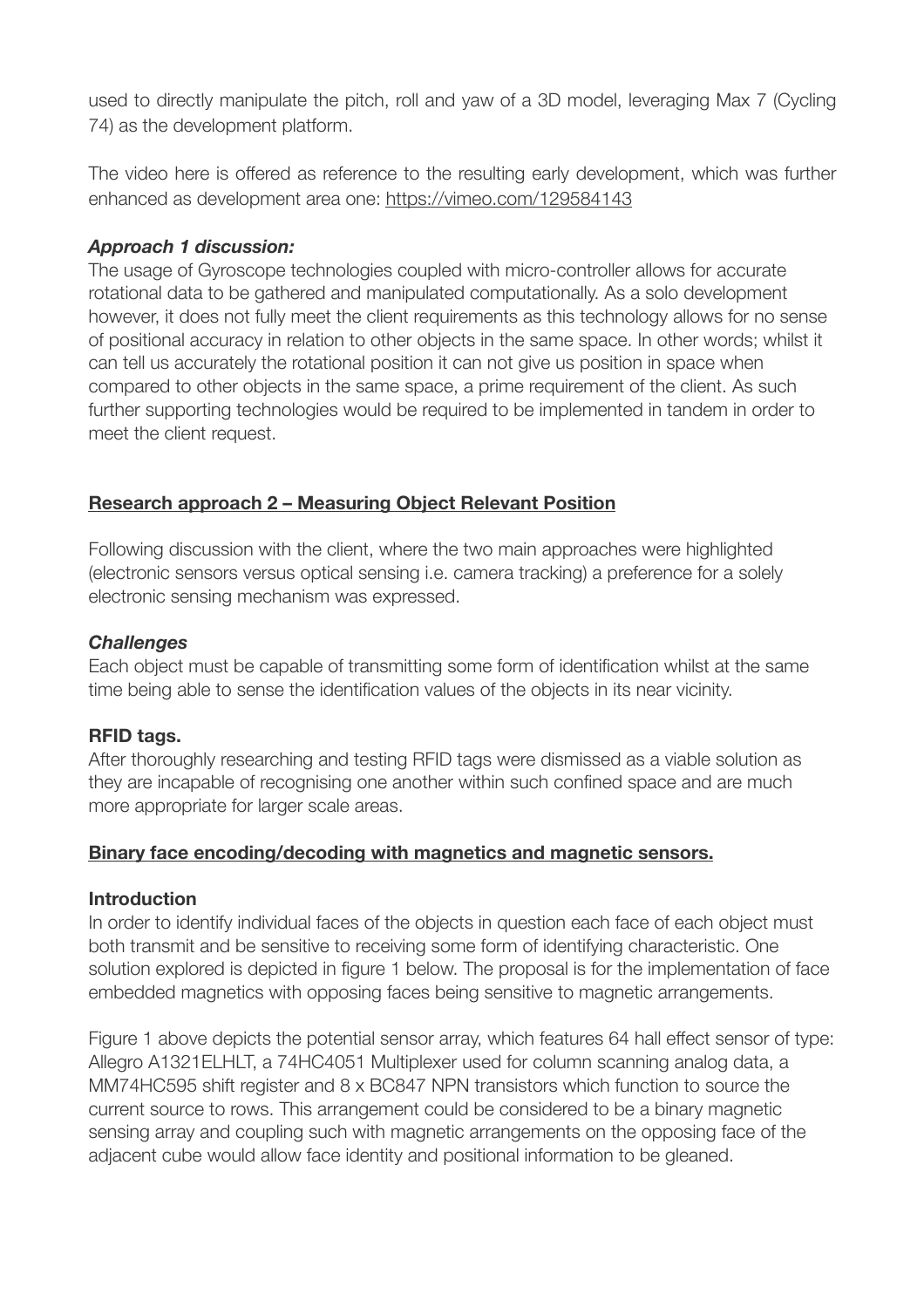used to directly manipulate the pitch, roll and yaw of a 3D model, leveraging Max 7 (Cycling 74) as the development platform.

The video here is offered as reference to the resulting early development, which was further enhanced as development area one: https://vimeo.com/129584143

***Approach 1 discussion:***
The usage of Gyroscope technologies coupled with micro-controller allows for accurate rotational data to be gathered and manipulated computationally. As a solo development however, it does not fully meet the client requirements as this technology allows for no sense of positional accuracy in relation to other objects in the same space. In other words; whilst it can tell us accurately the rotational position it can not give us position in space when compared to other objects in the same space, a prime requirement of the client. As such further supporting technologies would be required to be implemented in tandem in order to meet the client request.

## **Research approach 2 – Measuring Object Relevant Position**

Following discussion with the client, where the two main approaches were highlighted (electronic sensors versus optical sensing i.e. camera tracking) a preference for a solely electronic sensing mechanism was expressed.

***Challenges***
Each object must be capable of transmitting some form of identification whilst at the same time being able to sense the identification values of the objects in its near vicinity.

**RFID tags.**
After thoroughly researching and testing RFID tags were dismissed as a viable solution as they are incapable of recognising one another within such confined space and are much more appropriate for larger scale areas.

## **Binary face encoding/decoding with magnetics and magnetic sensors.**

**Introduction**
In order to identify individual faces of the objects in question each face of each object must both transmit and be sensitive to receiving some form of identifying characteristic. One solution explored is depicted in figure 1 below. The proposal is for the implementation of face embedded magnetics with opposing faces being sensitive to magnetic arrangements.

Figure 1 above depicts the potential sensor array, which features 64 hall effect sensor of type: Allegro A1321ELHLT, a 74HC4051 Multiplexer used for column scanning analog data, a MM74HC595 shift register and 8 x BC847 NPN transistors which function to source the current source to rows. This arrangement could be considered to be a binary magnetic sensing array and coupling such with magnetic arrangements on the opposing face of the adjacent cube would allow face identity and positional information to be gleaned.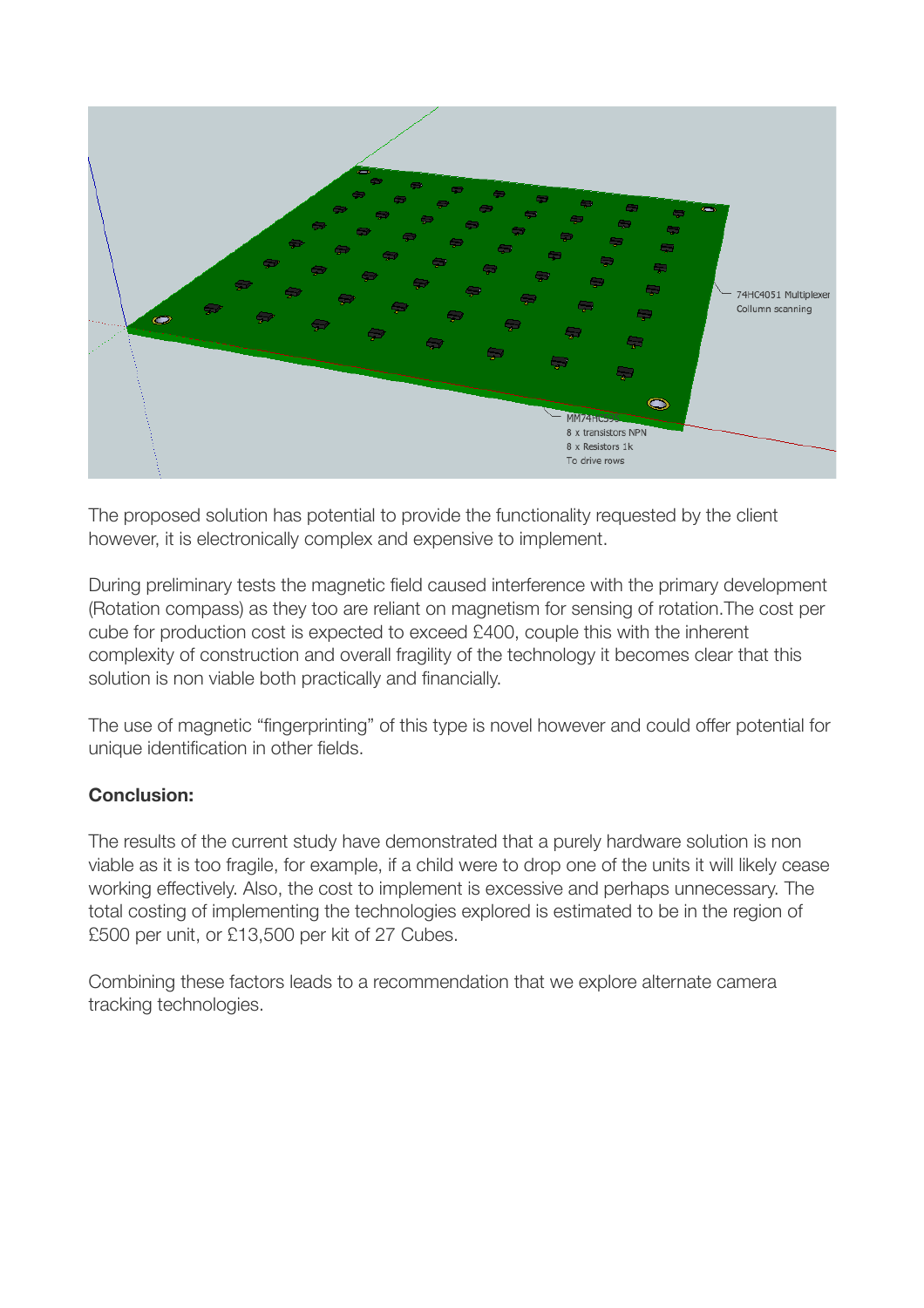The proposed solution has potential to provide the functionality requested by the client however, it is electronically complex and expensive to implement.

During preliminary tests the magnetic field caused interference with the primary development (Rotation compass) as they too are reliant on magnetism for sensing of rotation.The cost per cube for production cost is expected to exceed £400, couple this with the inherent complexity of construction and overall fragility of the technology it becomes clear that this solution is non viable both practically and financially.

The use of magnetic “fingerprinting” of this type is novel however and could offer potential for unique identification in other fields.

**Conclusion:**

The results of the current study have demonstrated that a purely hardware solution is non viable as it is too fragile, for example, if a child were to drop one of the units it will likely cease working effectively. Also, the cost to implement is excessive and perhaps unnecessary. The total costing of implementing the technologies explored is estimated to be in the region of £500 per unit, or £13,500 per kit of 27 Cubes.

Combining these factors leads to a recommendation that we explore alternate camera tracking technologies.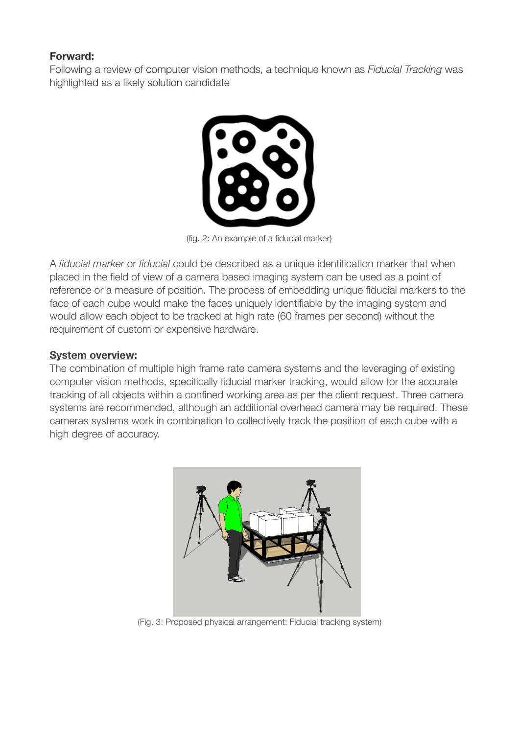**Forward:**
Following a review of computer vision methods, a technique known as *Fiducial Tracking* was highlighted as a likely solution candidate

(fig. 2: An example of a fiducial marker)

A *fiducial marker* or *fiducial* could be described as a unique identification marker that when placed in the field of view of a camera based imaging system can be used as a point of reference or a measure of position. The process of embedding unique fiducial markers to the face of each cube would make the faces uniquely identifiable by the imaging system and would allow each object to be tracked at high rate (60 frames per second) without the requirement of custom or expensive hardware.

**System overview:**
The combination of multiple high frame rate camera systems and the leveraging of existing computer vision methods, specifically fiducial marker tracking, would allow for the accurate tracking of all objects within a confined working area as per the client request. Three camera systems are recommended, although an additional overhead camera may be required. These cameras systems work in combination to collectively track the position of each cube with a high degree of accuracy.

(Fig. 3: Proposed physical arrangement: Fiducial tracking system)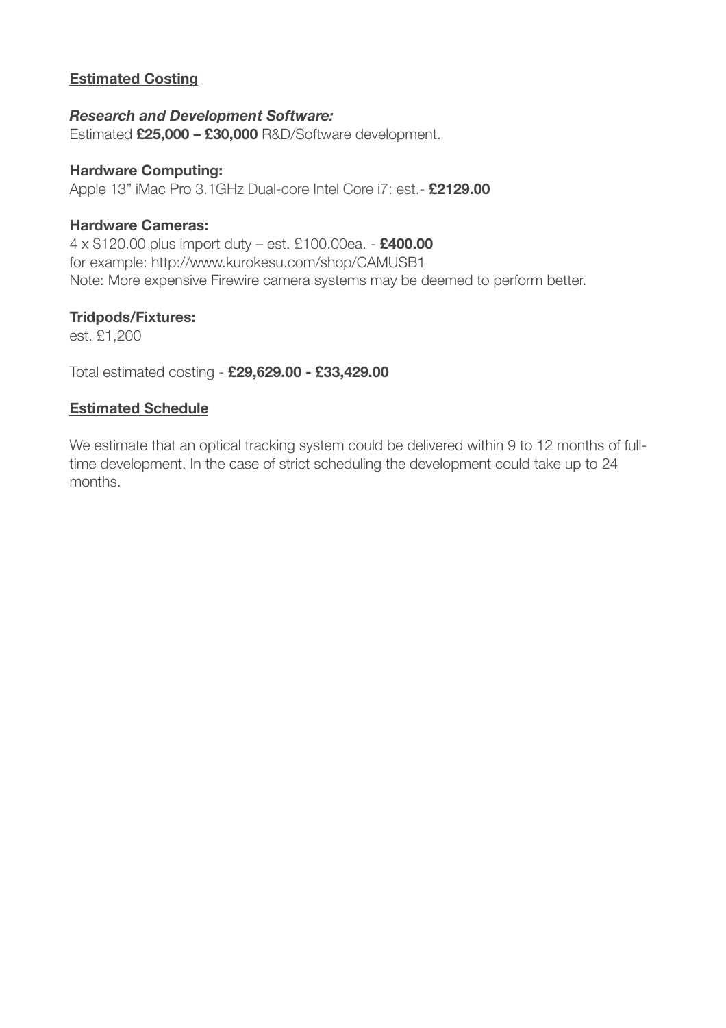**<u>Estimated Costing</u>**

***Research and Development Software:***
Estimated **£25,000 – £30,000** R&D/Software development.

**Hardware Computing:**
Apple 13" iMac Pro 3.1GHz Dual-core Intel Core i7: est.- **£2129.00**

**Hardware Cameras:**
4 x $120.00 plus import duty – est. £100.00ea. - **£400.00**
for example: http://www.kurokesu.com/shop/CAMUSB1
Note: More expensive Firewire camera systems may be deemed to perform better.

**Tridpods/Fixtures:**
est. £1,200

Total estimated costing - **£29,629.00 - £33,429.00**

**<u>Estimated Schedule</u>**

We estimate that an optical tracking system could be delivered within 9 to 12 months of full-time development. In the case of strict scheduling the development could take up to 24 months.